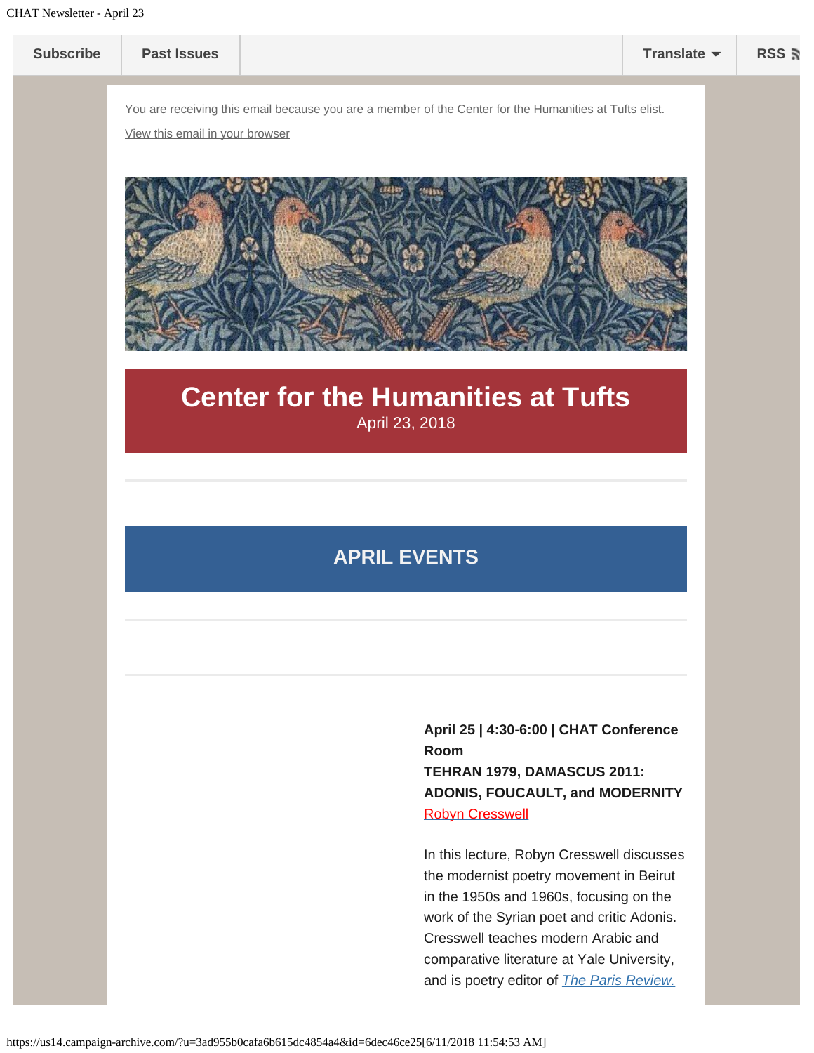Subscribe | Past Issues | Translate | RSS

You are receiving this email because you are a member of the Center for the Humanities at Tufts elist.

View this email in your browser

# Center for the Humanities at Tufts

April 23, 2018

## APRIL EVENTS

**April 25 | 4:30-6:00 | CHAT Conference Room**
**TEHRAN 1979, DAMASCUS 2011: ADONIS, FOUCAULT, and MODERNITY**
Robyn Cresswell

In this lecture, Robyn Cresswell discusses the modernist poetry movement in Beirut in the 1950s and 1960s, focusing on the work of the Syrian poet and critic Adonis. Cresswell teaches modern Arabic and comparative literature at Yale University, and is poetry editor of *The Paris Review.*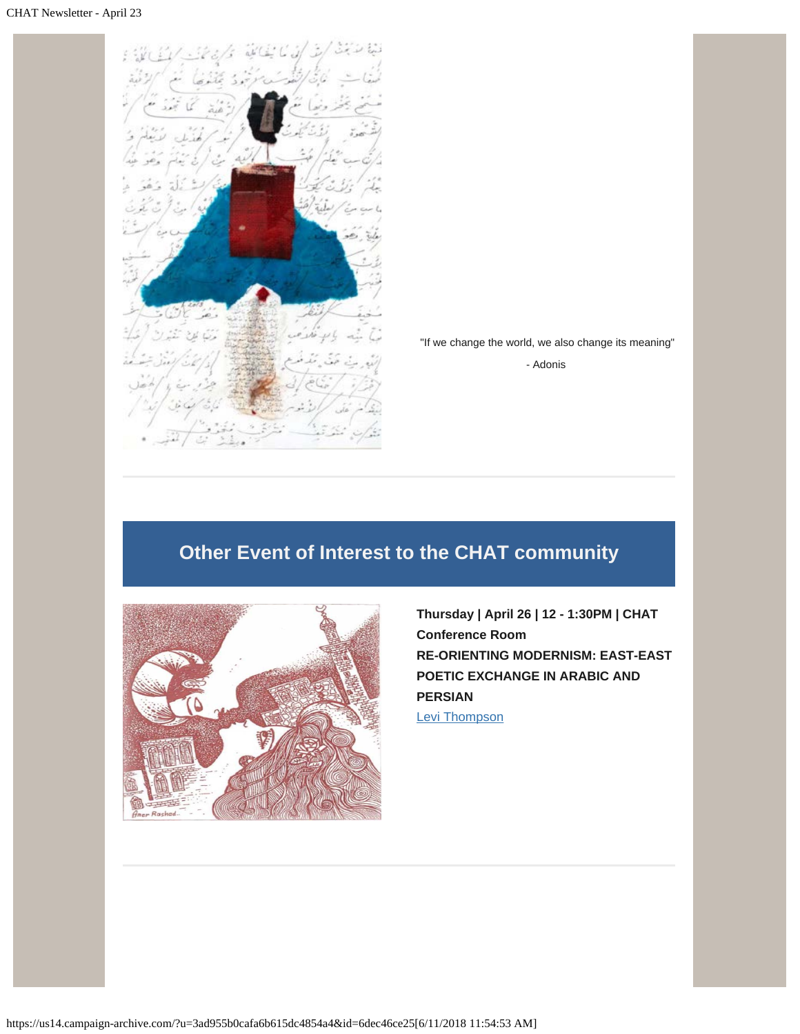"If we change the world, we also change its meaning"

- Adonis

## Other Event of Interest to the CHAT community

**Thursday | April 26 | 12 - 1:30PM | CHAT Conference Room**

**RE-ORIENTING MODERNISM: EAST-EAST POETIC EXCHANGE IN ARABIC AND PERSIAN**

Levi Thompson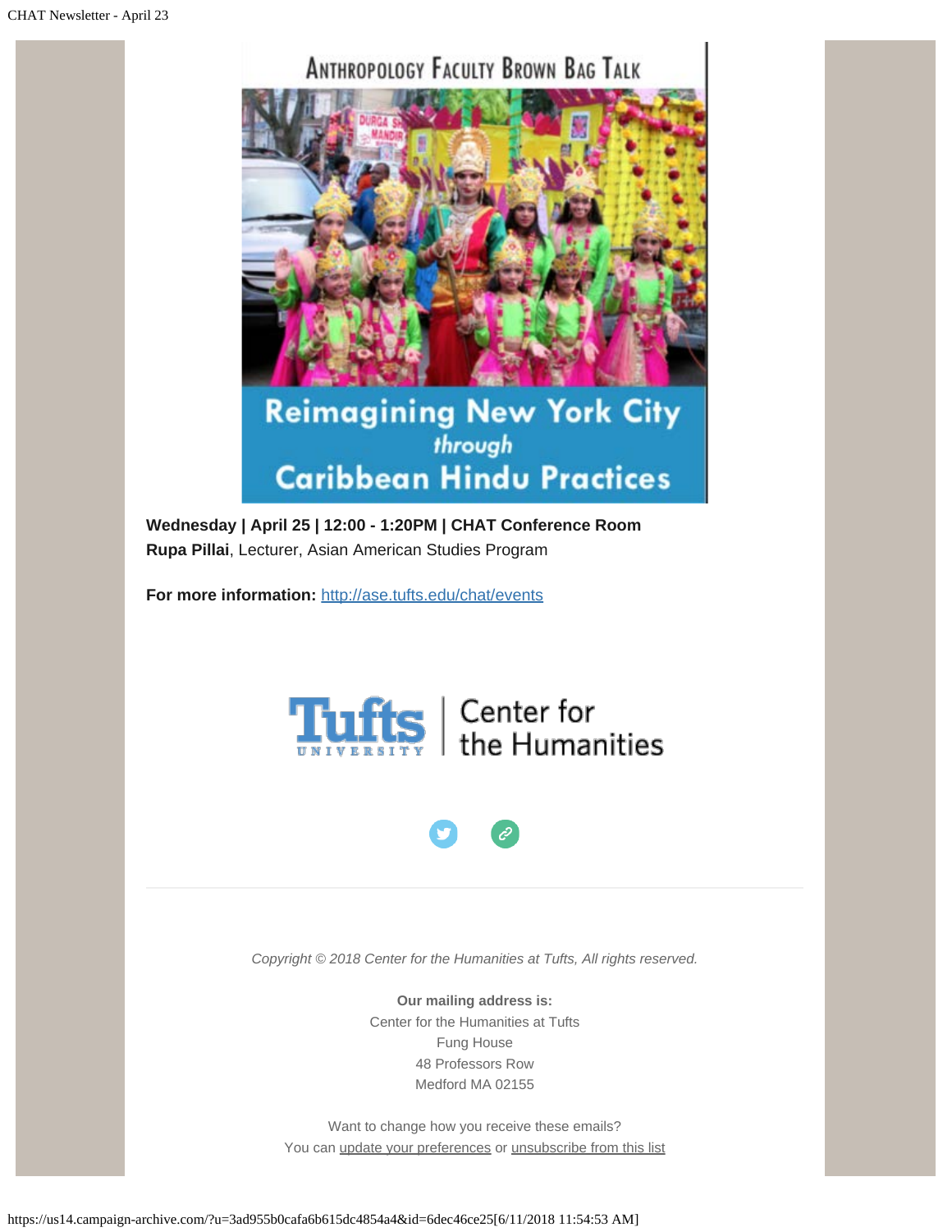Anthropology Faculty Brown Bag Talk

Reimagining New York City through Caribbean Hindu Practices

**Wednesday | April 25 | 12:00 - 1:20PM | CHAT Conference Room**
**Rupa Pillai**, Lecturer, Asian American Studies Program

**For more information:** http://ase.tufts.edu/chat/events

Tufts University | Center for the Humanities

*Copyright © 2018 Center for the Humanities at Tufts, All rights reserved.*

**Our mailing address is:**
Center for the Humanities at Tufts
Fung House
48 Professors Row
Medford MA 02155

Want to change how you receive these emails?
You can update your preferences or unsubscribe from this list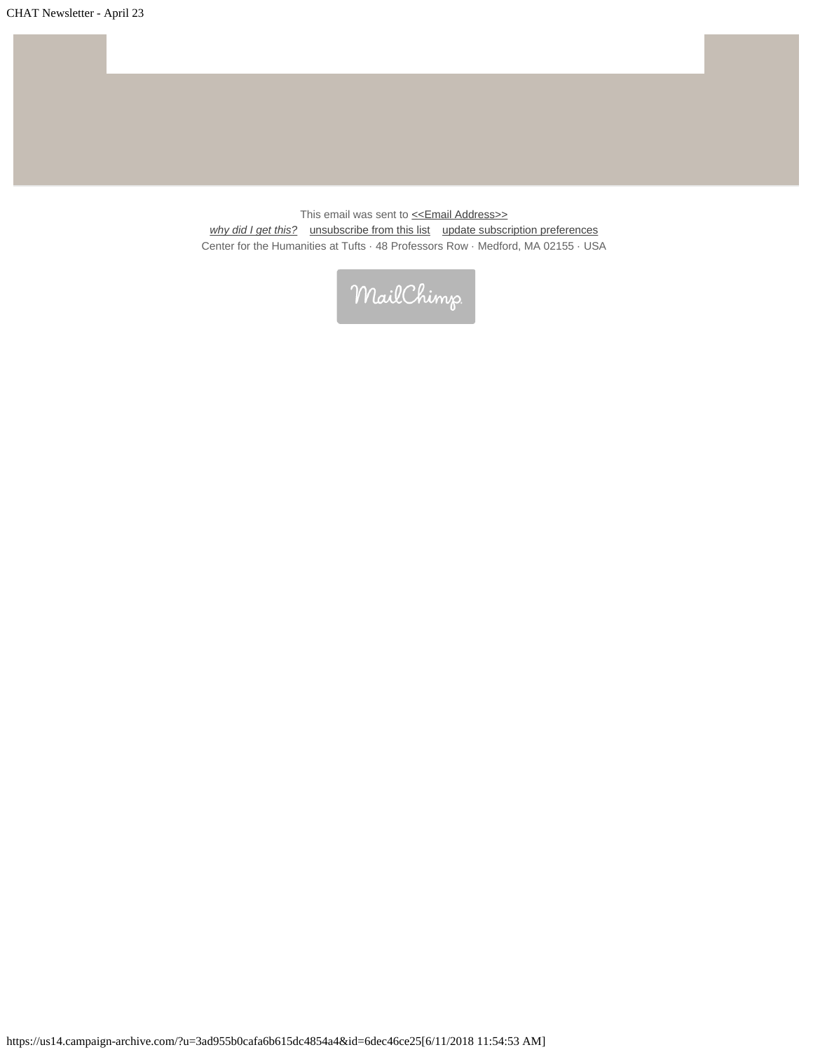This email was sent to <<Email Address>>

*why did I get this?*  unsubscribe from this list  update subscription preferences

Center for the Humanities at Tufts · 48 Professors Row · Medford, MA 02155 · USA

MailChimp